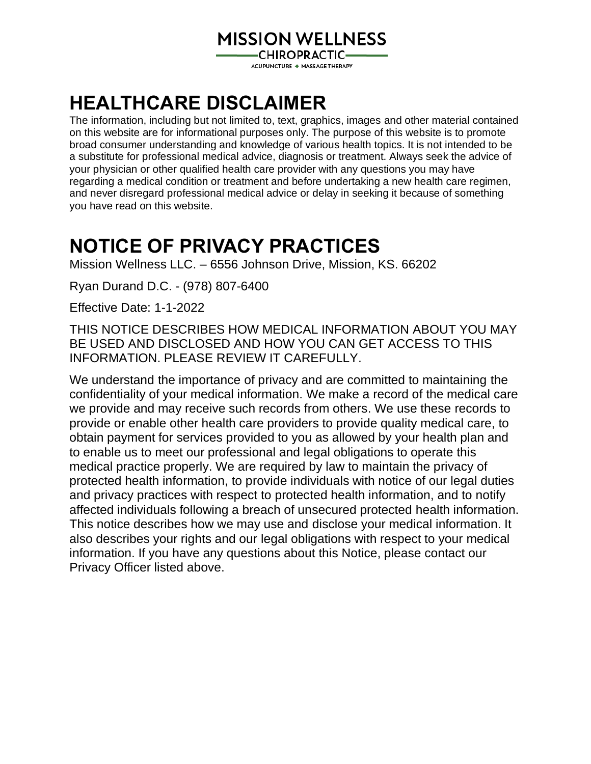MISSION WELLNESS
CHIROPRACTIC
ACUPUNCTURE ◆ MASSAGE THERAPY

# HEALTHCARE DISCLAIMER

The information, including but not limited to, text, graphics, images and other material contained on this website are for informational purposes only. The purpose of this website is to promote broad consumer understanding and knowledge of various health topics. It is not intended to be a substitute for professional medical advice, diagnosis or treatment. Always seek the advice of your physician or other qualified health care provider with any questions you may have regarding a medical condition or treatment and before undertaking a new health care regimen, and never disregard professional medical advice or delay in seeking it because of something you have read on this website.

# NOTICE OF PRIVACY PRACTICES

Mission Wellness LLC. – 6556 Johnson Drive, Mission, KS. 66202

Ryan Durand D.C. - (978) 807-6400

Effective Date: 1-1-2022

THIS NOTICE DESCRIBES HOW MEDICAL INFORMATION ABOUT YOU MAY BE USED AND DISCLOSED AND HOW YOU CAN GET ACCESS TO THIS INFORMATION. PLEASE REVIEW IT CAREFULLY.

We understand the importance of privacy and are committed to maintaining the confidentiality of your medical information. We make a record of the medical care we provide and may receive such records from others. We use these records to provide or enable other health care providers to provide quality medical care, to obtain payment for services provided to you as allowed by your health plan and to enable us to meet our professional and legal obligations to operate this medical practice properly. We are required by law to maintain the privacy of protected health information, to provide individuals with notice of our legal duties and privacy practices with respect to protected health information, and to notify affected individuals following a breach of unsecured protected health information. This notice describes how we may use and disclose your medical information. It also describes your rights and our legal obligations with respect to your medical information. If you have any questions about this Notice, please contact our Privacy Officer listed above.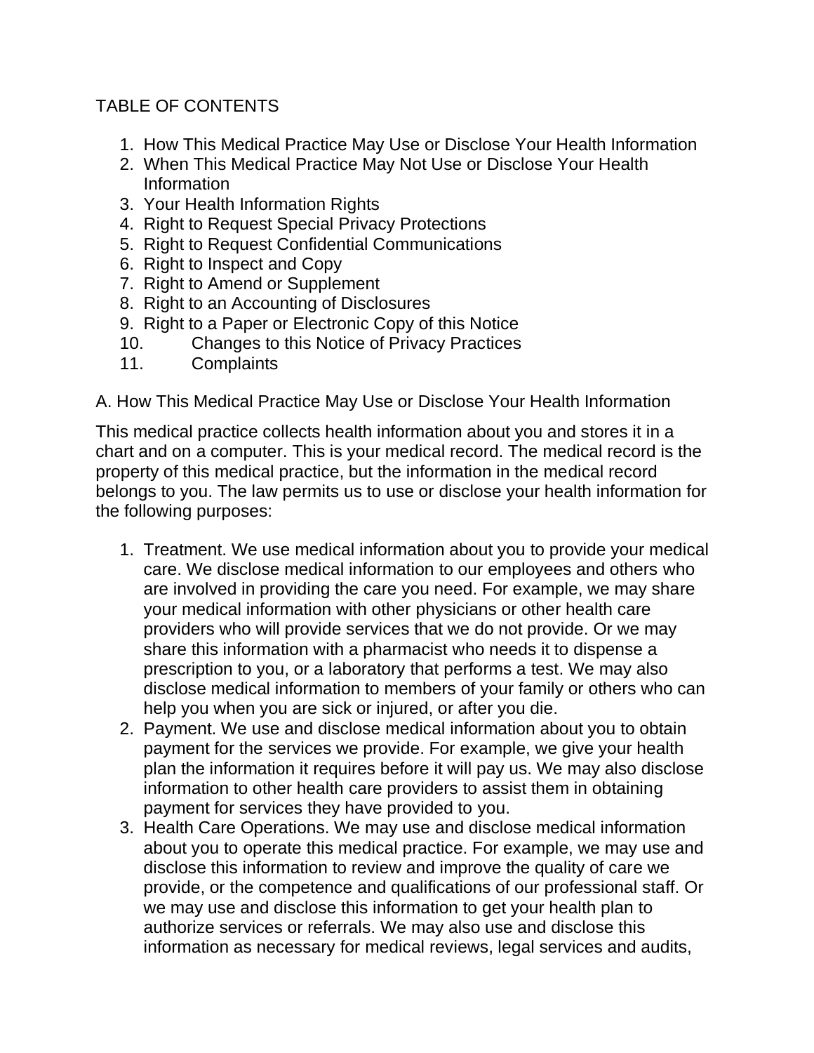TABLE OF CONTENTS

1. How This Medical Practice May Use or Disclose Your Health Information
2. When This Medical Practice May Not Use or Disclose Your Health Information
3. Your Health Information Rights
4. Right to Request Special Privacy Protections
5. Right to Request Confidential Communications
6. Right to Inspect and Copy
7. Right to Amend or Supplement
8. Right to an Accounting of Disclosures
9. Right to a Paper or Electronic Copy of this Notice
10. Changes to this Notice of Privacy Practices
11. Complaints

A. How This Medical Practice May Use or Disclose Your Health Information

This medical practice collects health information about you and stores it in a chart and on a computer. This is your medical record. The medical record is the property of this medical practice, but the information in the medical record belongs to you. The law permits us to use or disclose your health information for the following purposes:

1. Treatment. We use medical information about you to provide your medical care. We disclose medical information to our employees and others who are involved in providing the care you need. For example, we may share your medical information with other physicians or other health care providers who will provide services that we do not provide. Or we may share this information with a pharmacist who needs it to dispense a prescription to you, or a laboratory that performs a test. We may also disclose medical information to members of your family or others who can help you when you are sick or injured, or after you die.
2. Payment. We use and disclose medical information about you to obtain payment for the services we provide. For example, we give your health plan the information it requires before it will pay us. We may also disclose information to other health care providers to assist them in obtaining payment for services they have provided to you.
3. Health Care Operations. We may use and disclose medical information about you to operate this medical practice. For example, we may use and disclose this information to review and improve the quality of care we provide, or the competence and qualifications of our professional staff. Or we may use and disclose this information to get your health plan to authorize services or referrals. We may also use and disclose this information as necessary for medical reviews, legal services and audits,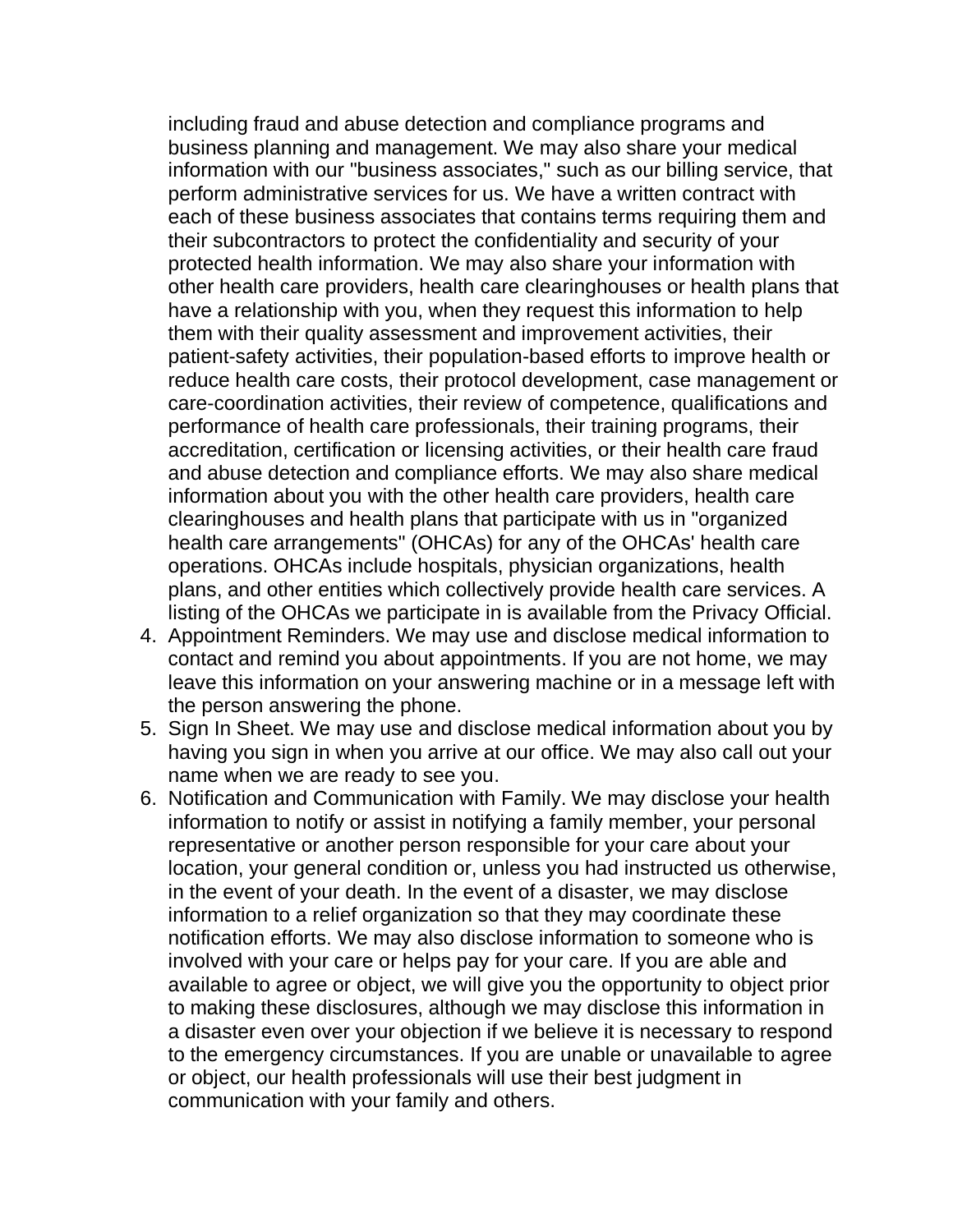including fraud and abuse detection and compliance programs and business planning and management. We may also share your medical information with our "business associates," such as our billing service, that perform administrative services for us. We have a written contract with each of these business associates that contains terms requiring them and their subcontractors to protect the confidentiality and security of your protected health information. We may also share your information with other health care providers, health care clearinghouses or health plans that have a relationship with you, when they request this information to help them with their quality assessment and improvement activities, their patient-safety activities, their population-based efforts to improve health or reduce health care costs, their protocol development, case management or care-coordination activities, their review of competence, qualifications and performance of health care professionals, their training programs, their accreditation, certification or licensing activities, or their health care fraud and abuse detection and compliance efforts. We may also share medical information about you with the other health care providers, health care clearinghouses and health plans that participate with us in "organized health care arrangements" (OHCAs) for any of the OHCAs' health care operations. OHCAs include hospitals, physician organizations, health plans, and other entities which collectively provide health care services. A listing of the OHCAs we participate in is available from the Privacy Official.

4. Appointment Reminders. We may use and disclose medical information to contact and remind you about appointments. If you are not home, we may leave this information on your answering machine or in a message left with the person answering the phone.
5. Sign In Sheet. We may use and disclose medical information about you by having you sign in when you arrive at our office. We may also call out your name when we are ready to see you.
6. Notification and Communication with Family. We may disclose your health information to notify or assist in notifying a family member, your personal representative or another person responsible for your care about your location, your general condition or, unless you had instructed us otherwise, in the event of your death. In the event of a disaster, we may disclose information to a relief organization so that they may coordinate these notification efforts. We may also disclose information to someone who is involved with your care or helps pay for your care. If you are able and available to agree or object, we will give you the opportunity to object prior to making these disclosures, although we may disclose this information in a disaster even over your objection if we believe it is necessary to respond to the emergency circumstances. If you are unable or unavailable to agree or object, our health professionals will use their best judgment in communication with your family and others.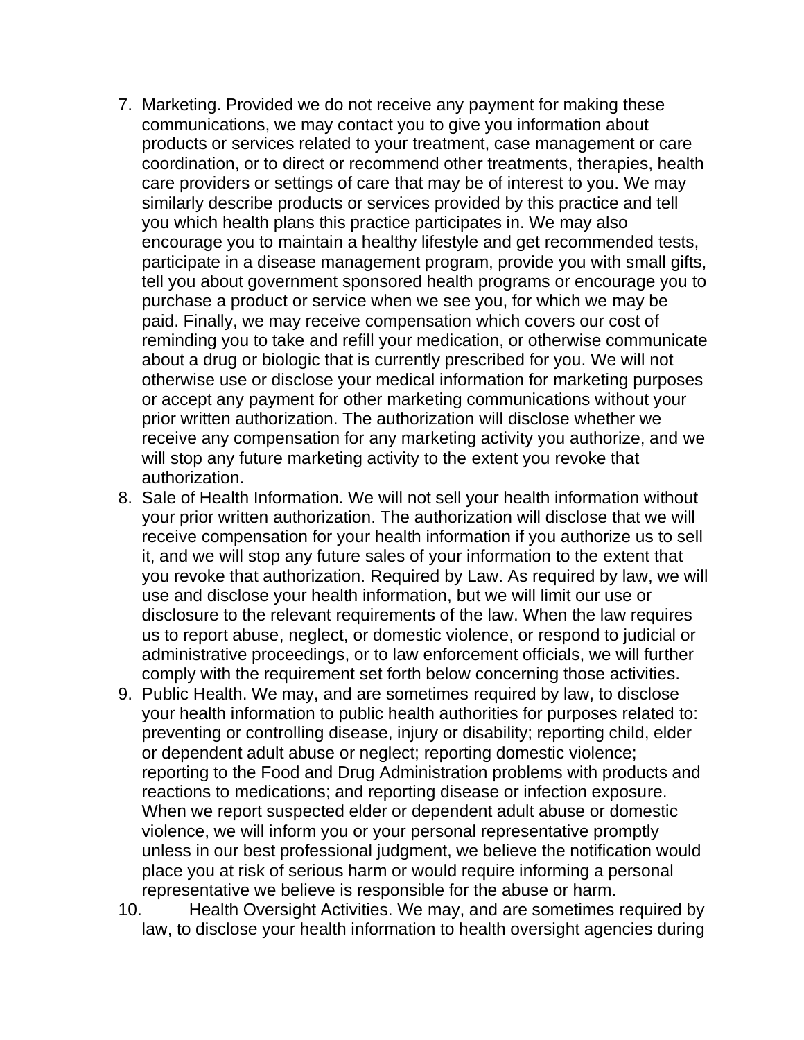7. Marketing. Provided we do not receive any payment for making these communications, we may contact you to give you information about products or services related to your treatment, case management or care coordination, or to direct or recommend other treatments, therapies, health care providers or settings of care that may be of interest to you. We may similarly describe products or services provided by this practice and tell you which health plans this practice participates in. We may also encourage you to maintain a healthy lifestyle and get recommended tests, participate in a disease management program, provide you with small gifts, tell you about government sponsored health programs or encourage you to purchase a product or service when we see you, for which we may be paid. Finally, we may receive compensation which covers our cost of reminding you to take and refill your medication, or otherwise communicate about a drug or biologic that is currently prescribed for you. We will not otherwise use or disclose your medical information for marketing purposes or accept any payment for other marketing communications without your prior written authorization. The authorization will disclose whether we receive any compensation for any marketing activity you authorize, and we will stop any future marketing activity to the extent you revoke that authorization.
8. Sale of Health Information. We will not sell your health information without your prior written authorization. The authorization will disclose that we will receive compensation for your health information if you authorize us to sell it, and we will stop any future sales of your information to the extent that you revoke that authorization. Required by Law. As required by law, we will use and disclose your health information, but we will limit our use or disclosure to the relevant requirements of the law. When the law requires us to report abuse, neglect, or domestic violence, or respond to judicial or administrative proceedings, or to law enforcement officials, we will further comply with the requirement set forth below concerning those activities.
9. Public Health. We may, and are sometimes required by law, to disclose your health information to public health authorities for purposes related to: preventing or controlling disease, injury or disability; reporting child, elder or dependent adult abuse or neglect; reporting domestic violence; reporting to the Food and Drug Administration problems with products and reactions to medications; and reporting disease or infection exposure. When we report suspected elder or dependent adult abuse or domestic violence, we will inform you or your personal representative promptly unless in our best professional judgment, we believe the notification would place you at risk of serious harm or would require informing a personal representative we believe is responsible for the abuse or harm.
10. Health Oversight Activities. We may, and are sometimes required by law, to disclose your health information to health oversight agencies during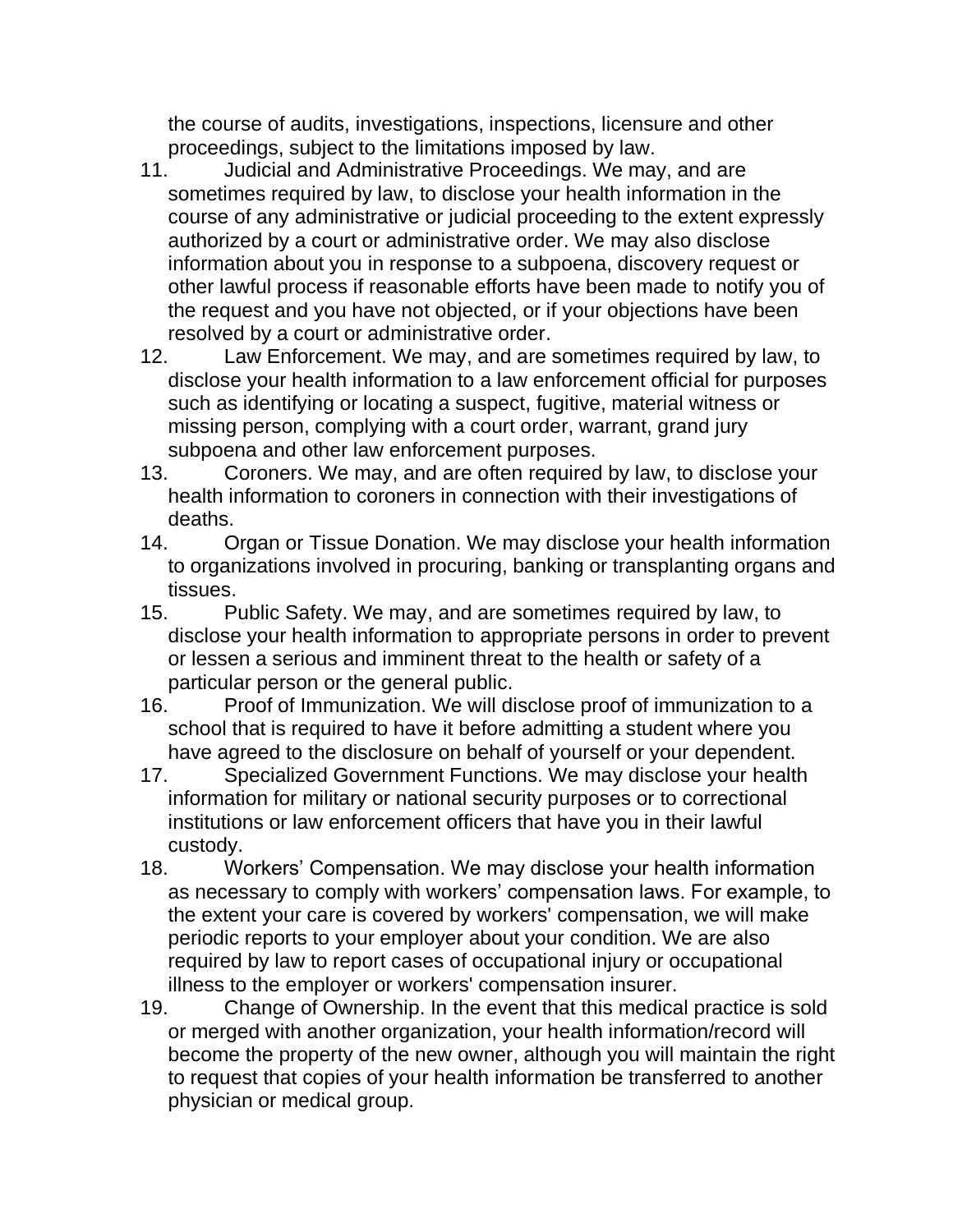the course of audits, investigations, inspections, licensure and other proceedings, subject to the limitations imposed by law.

11. Judicial and Administrative Proceedings. We may, and are sometimes required by law, to disclose your health information in the course of any administrative or judicial proceeding to the extent expressly authorized by a court or administrative order. We may also disclose information about you in response to a subpoena, discovery request or other lawful process if reasonable efforts have been made to notify you of the request and you have not objected, or if your objections have been resolved by a court or administrative order.
12. Law Enforcement. We may, and are sometimes required by law, to disclose your health information to a law enforcement official for purposes such as identifying or locating a suspect, fugitive, material witness or missing person, complying with a court order, warrant, grand jury subpoena and other law enforcement purposes.
13. Coroners. We may, and are often required by law, to disclose your health information to coroners in connection with their investigations of deaths.
14. Organ or Tissue Donation. We may disclose your health information to organizations involved in procuring, banking or transplanting organs and tissues.
15. Public Safety. We may, and are sometimes required by law, to disclose your health information to appropriate persons in order to prevent or lessen a serious and imminent threat to the health or safety of a particular person or the general public.
16. Proof of Immunization. We will disclose proof of immunization to a school that is required to have it before admitting a student where you have agreed to the disclosure on behalf of yourself or your dependent.
17. Specialized Government Functions. We may disclose your health information for military or national security purposes or to correctional institutions or law enforcement officers that have you in their lawful custody.
18. Workers' Compensation. We may disclose your health information as necessary to comply with workers' compensation laws. For example, to the extent your care is covered by workers' compensation, we will make periodic reports to your employer about your condition. We are also required by law to report cases of occupational injury or occupational illness to the employer or workers' compensation insurer.
19. Change of Ownership. In the event that this medical practice is sold or merged with another organization, your health information/record will become the property of the new owner, although you will maintain the right to request that copies of your health information be transferred to another physician or medical group.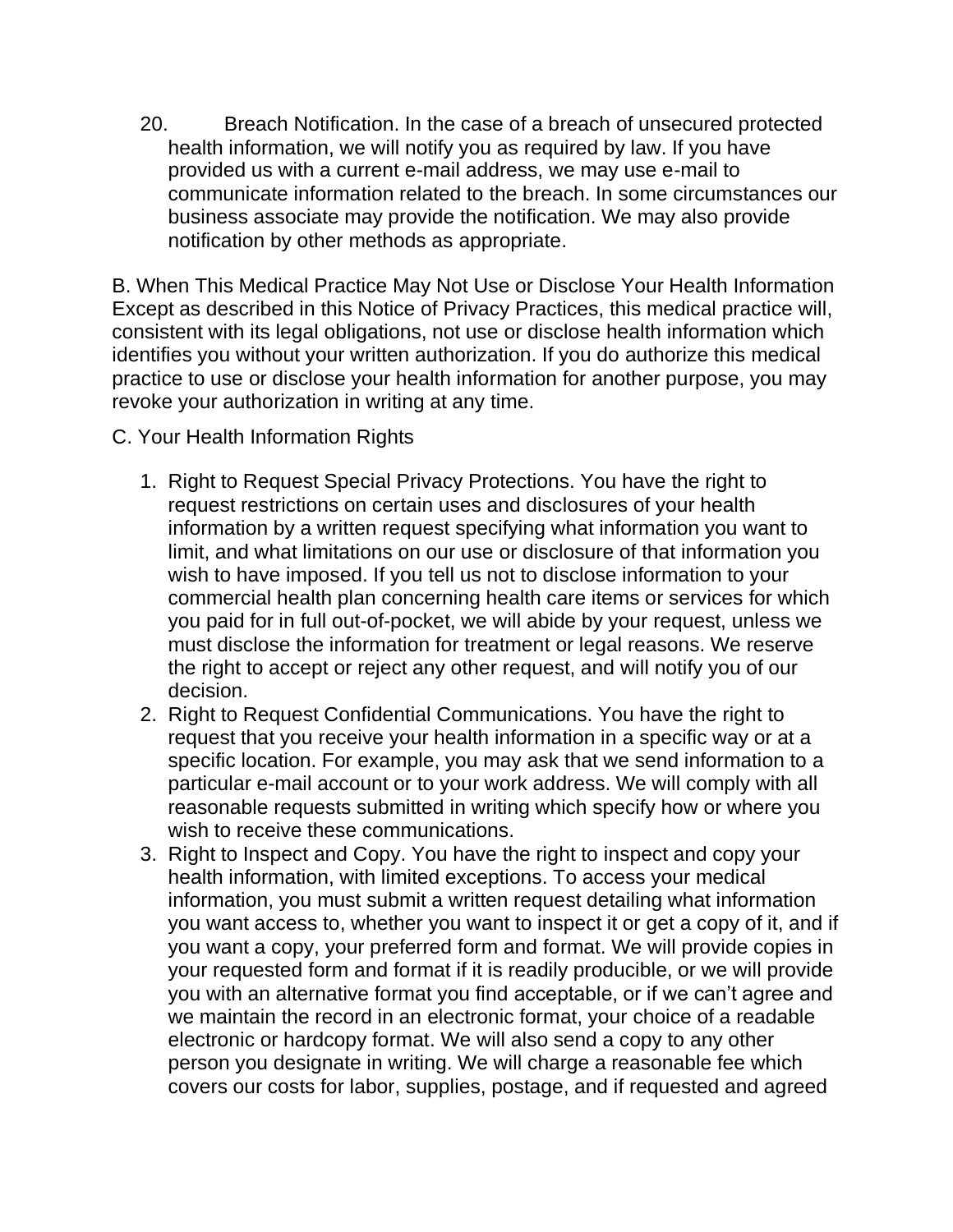20. Breach Notification. In the case of a breach of unsecured protected health information, we will notify you as required by law. If you have provided us with a current e-mail address, we may use e-mail to communicate information related to the breach. In some circumstances our business associate may provide the notification. We may also provide notification by other methods as appropriate.

B. When This Medical Practice May Not Use or Disclose Your Health Information
Except as described in this Notice of Privacy Practices, this medical practice will, consistent with its legal obligations, not use or disclose health information which identifies you without your written authorization. If you do authorize this medical practice to use or disclose your health information for another purpose, you may revoke your authorization in writing at any time.

C. Your Health Information Rights

1. Right to Request Special Privacy Protections. You have the right to request restrictions on certain uses and disclosures of your health information by a written request specifying what information you want to limit, and what limitations on our use or disclosure of that information you wish to have imposed. If you tell us not to disclose information to your commercial health plan concerning health care items or services for which you paid for in full out-of-pocket, we will abide by your request, unless we must disclose the information for treatment or legal reasons. We reserve the right to accept or reject any other request, and will notify you of our decision.
2. Right to Request Confidential Communications. You have the right to request that you receive your health information in a specific way or at a specific location. For example, you may ask that we send information to a particular e-mail account or to your work address. We will comply with all reasonable requests submitted in writing which specify how or where you wish to receive these communications.
3. Right to Inspect and Copy. You have the right to inspect and copy your health information, with limited exceptions. To access your medical information, you must submit a written request detailing what information you want access to, whether you want to inspect it or get a copy of it, and if you want a copy, your preferred form and format. We will provide copies in your requested form and format if it is readily producible, or we will provide you with an alternative format you find acceptable, or if we can't agree and we maintain the record in an electronic format, your choice of a readable electronic or hardcopy format. We will also send a copy to any other person you designate in writing. We will charge a reasonable fee which covers our costs for labor, supplies, postage, and if requested and agreed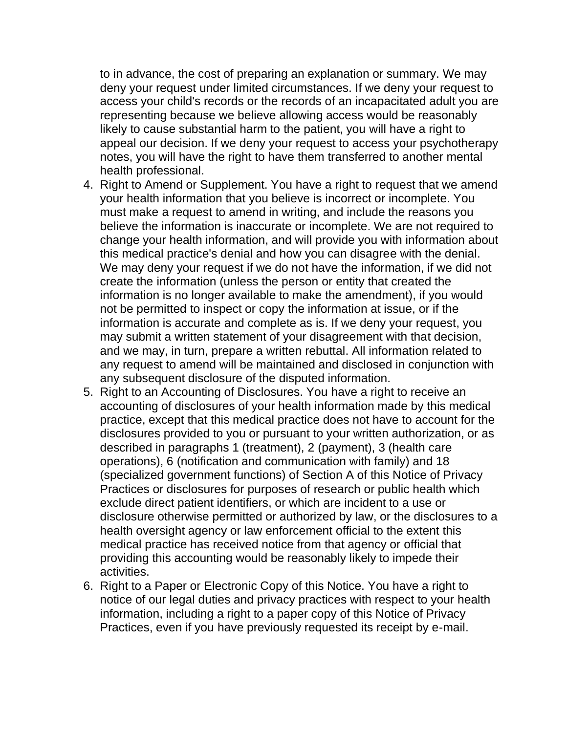to in advance, the cost of preparing an explanation or summary. We may deny your request under limited circumstances. If we deny your request to access your child's records or the records of an incapacitated adult you are representing because we believe allowing access would be reasonably likely to cause substantial harm to the patient, you will have a right to appeal our decision. If we deny your request to access your psychotherapy notes, you will have the right to have them transferred to another mental health professional.

4. Right to Amend or Supplement. You have a right to request that we amend your health information that you believe is incorrect or incomplete. You must make a request to amend in writing, and include the reasons you believe the information is inaccurate or incomplete. We are not required to change your health information, and will provide you with information about this medical practice's denial and how you can disagree with the denial. We may deny your request if we do not have the information, if we did not create the information (unless the person or entity that created the information is no longer available to make the amendment), if you would not be permitted to inspect or copy the information at issue, or if the information is accurate and complete as is. If we deny your request, you may submit a written statement of your disagreement with that decision, and we may, in turn, prepare a written rebuttal. All information related to any request to amend will be maintained and disclosed in conjunction with any subsequent disclosure of the disputed information.
5. Right to an Accounting of Disclosures. You have a right to receive an accounting of disclosures of your health information made by this medical practice, except that this medical practice does not have to account for the disclosures provided to you or pursuant to your written authorization, or as described in paragraphs 1 (treatment), 2 (payment), 3 (health care operations), 6 (notification and communication with family) and 18 (specialized government functions) of Section A of this Notice of Privacy Practices or disclosures for purposes of research or public health which exclude direct patient identifiers, or which are incident to a use or disclosure otherwise permitted or authorized by law, or the disclosures to a health oversight agency or law enforcement official to the extent this medical practice has received notice from that agency or official that providing this accounting would be reasonably likely to impede their activities.
6. Right to a Paper or Electronic Copy of this Notice. You have a right to notice of our legal duties and privacy practices with respect to your health information, including a right to a paper copy of this Notice of Privacy Practices, even if you have previously requested its receipt by e-mail.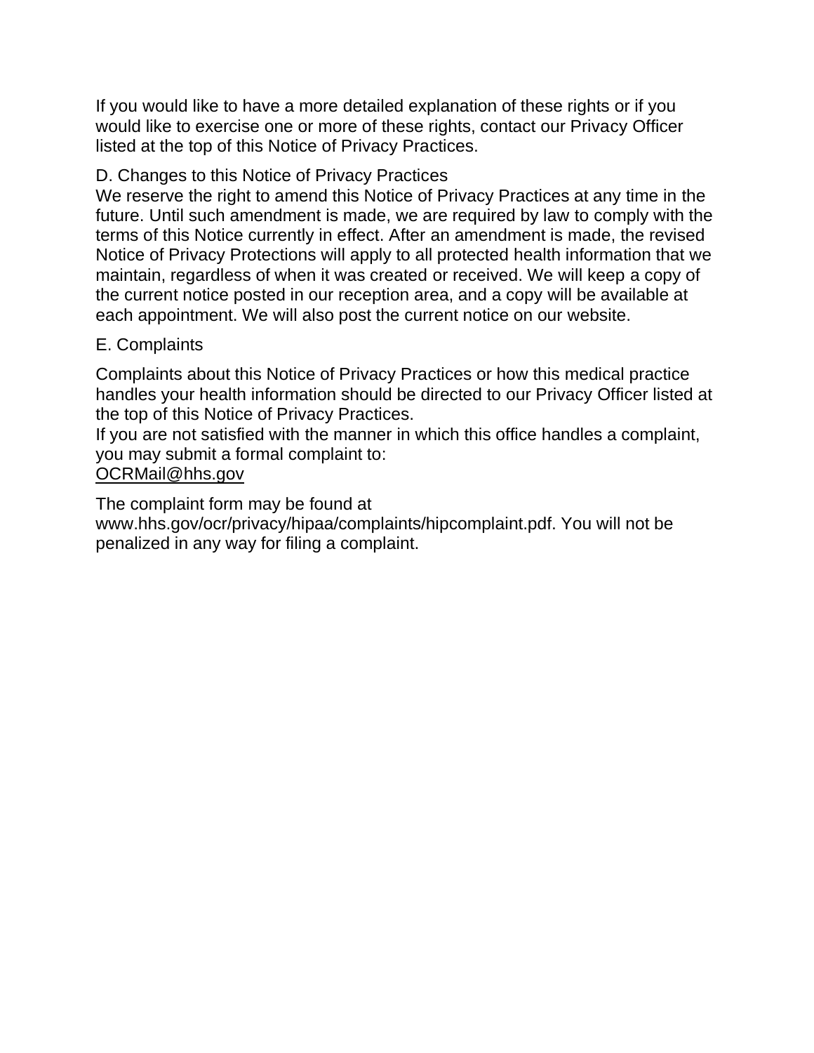If you would like to have a more detailed explanation of these rights or if you would like to exercise one or more of these rights, contact our Privacy Officer listed at the top of this Notice of Privacy Practices.

D. Changes to this Notice of Privacy Practices
We reserve the right to amend this Notice of Privacy Practices at any time in the future. Until such amendment is made, we are required by law to comply with the terms of this Notice currently in effect. After an amendment is made, the revised Notice of Privacy Protections will apply to all protected health information that we maintain, regardless of when it was created or received. We will keep a copy of the current notice posted in our reception area, and a copy will be available at each appointment. We will also post the current notice on our website.

E. Complaints

Complaints about this Notice of Privacy Practices or how this medical practice handles your health information should be directed to our Privacy Officer listed at the top of this Notice of Privacy Practices.
If you are not satisfied with the manner in which this office handles a complaint, you may submit a formal complaint to:
OCRMail@hhs.gov

The complaint form may be found at www.hhs.gov/ocr/privacy/hipaa/complaints/hipcomplaint.pdf. You will not be penalized in any way for filing a complaint.